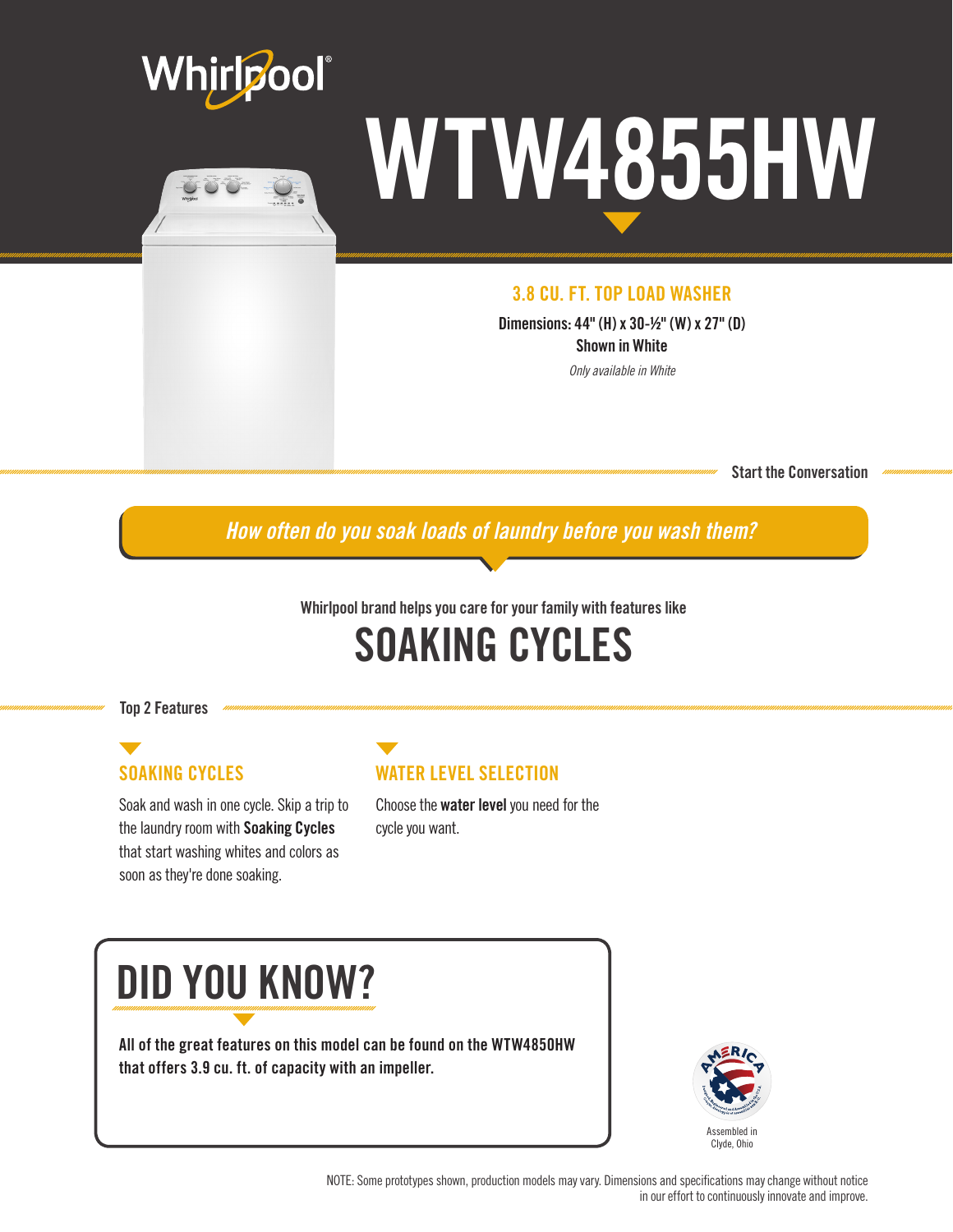Whirlpool®

# WTW4855HW

## 3.8 CU. FT. TOP LOAD WASHER

**Dimensions: 44" (H) x 30-½" (W) x 27" (D)**

**Shown in White**

*Only available in White*

Start the Conversation

*How often do you soak loads of laundry before you wash them?*

Whirlpool brand helps you care for your family with features like

# SOAKING CYCLES

Top 2 Features

### SOAKING CYCLES

Soak and wash in one cycle. Skip a trip to the laundry room with **Soaking Cycles** that start washing whites and colors as soon as they're done soaking.

### WATER LEVEL SELECTION

Choose the **water level** you need for the cycle you want.

## DID YOU KNOW?

**All of the great features on this model can be found on the WTW4850HW that offers 3.9 cu. ft. of capacity with an impeller.**

Assembled in Clyde, Ohio

NOTE: Some prototypes shown, production models may vary. Dimensions and specifications may change without notice in our effort to continuously innovate and improve.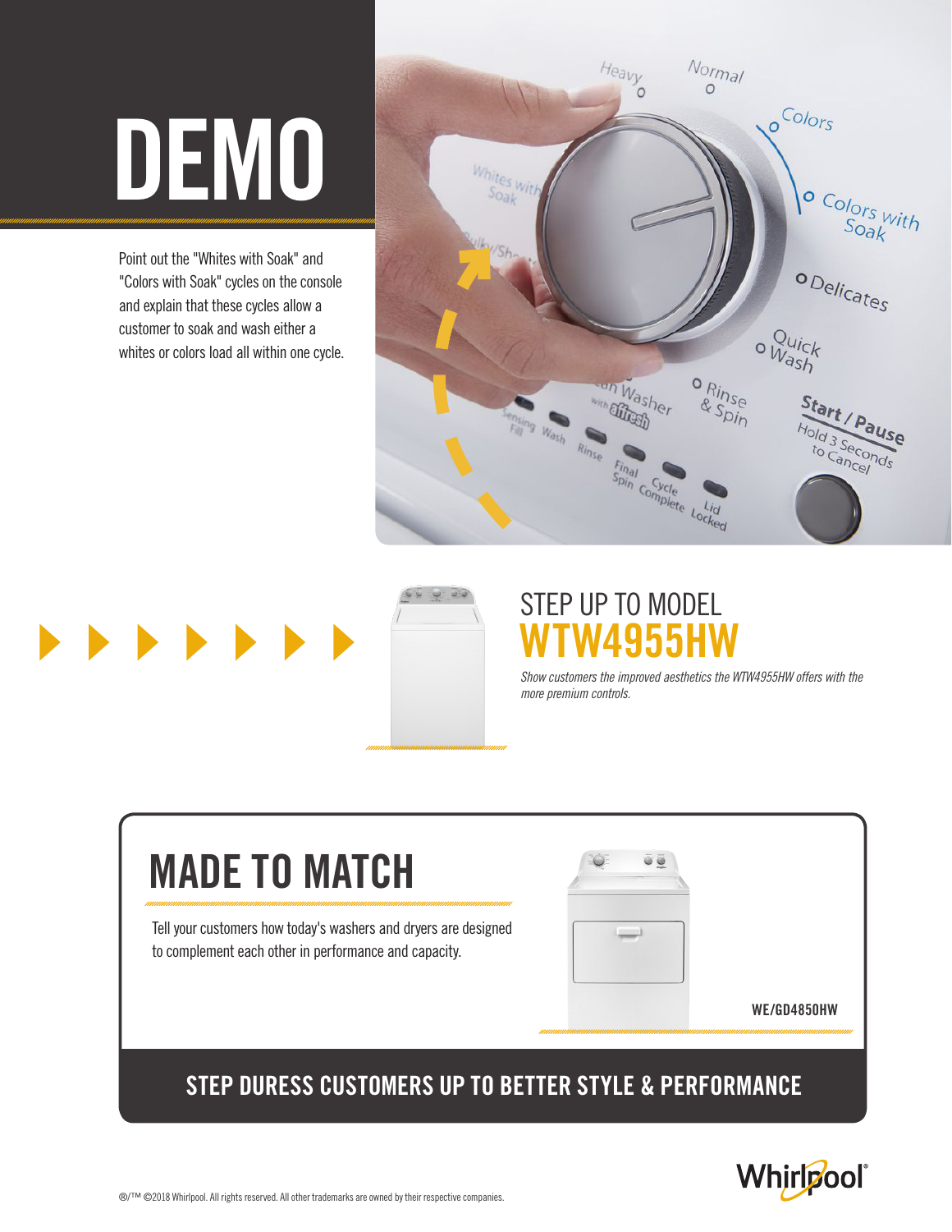# DEMO

Point out the "Whites with Soak" and "Colors with Soak" cycles on the console and explain that these cycles allow a customer to soak and wash either a whites or colors load all within one cycle.

## STEP UP TO MODEL WTW4955HW

*Show customers the improved aesthetics the WTW4955HW offers with the more premium controls.*

## MADE TO MATCH

Tell your customers how today's washers and dryers are designed to complement each other in performance and capacity.

WE/GD4850HW

## STEP DURESS CUSTOMERS UP TO BETTER STYLE & PERFORMANCE

®/™ ©2018 Whirlpool. All rights reserved. All other trademarks are owned by their respective companies.